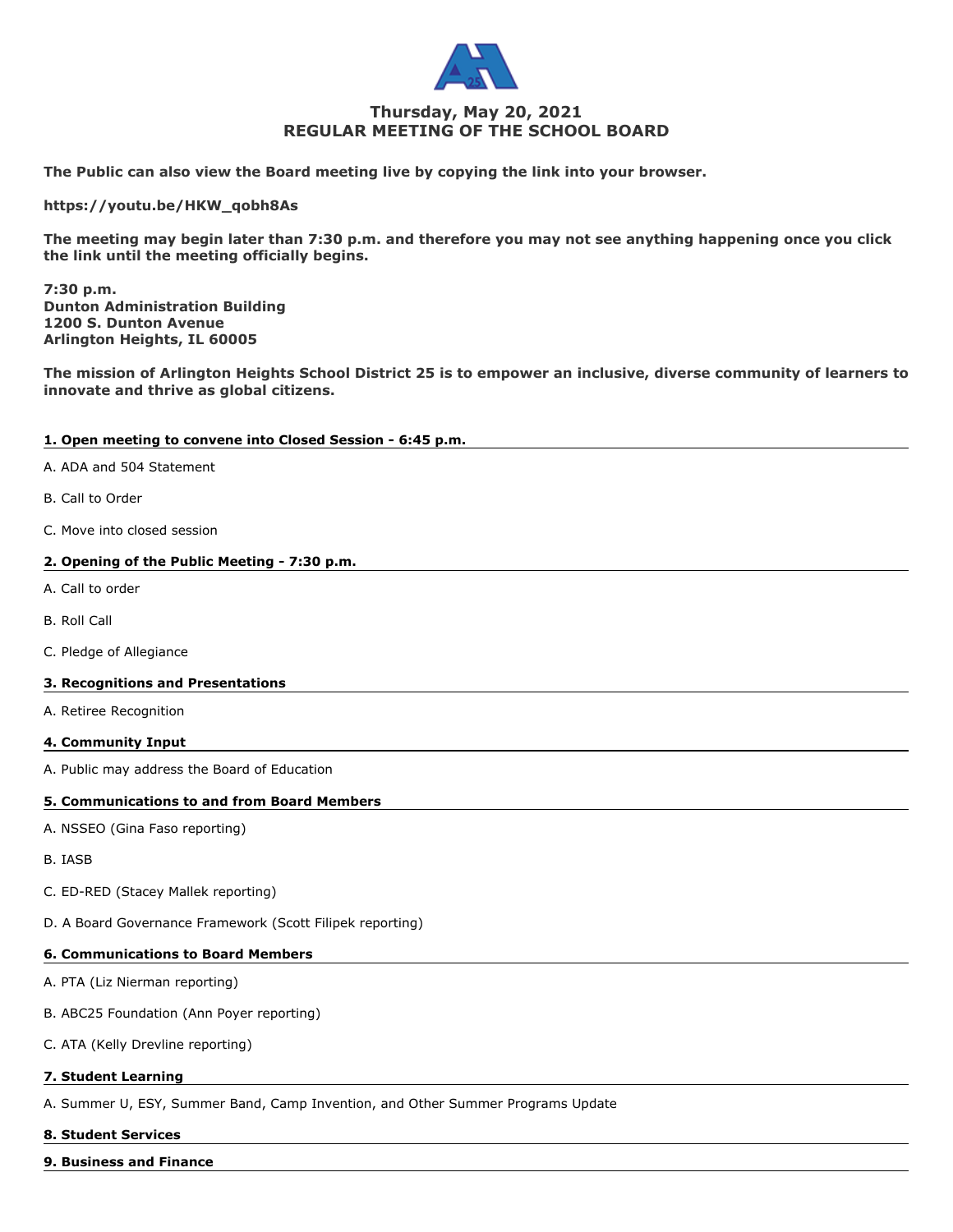## Thursday, May 20, 2021
## REGULAR MEETING OF THE SCHOOL BOARD

**The Public can also view the Board meeting live by copying the link into your browser.**

**https://youtu.be/HKW_qobh8As**

**The meeting may begin later than 7:30 p.m. and therefore you may not see anything happening once you click the link until the meeting officially begins.**

**7:30 p.m.**
**Dunton Administration Building**
**1200 S. Dunton Avenue**
**Arlington Heights, IL 60005**

**The mission of Arlington Heights School District 25 is to empower an inclusive, diverse community of learners to innovate and thrive as global citizens.**

### 1. Open meeting to convene into Closed Session - 6:45 p.m.

A. ADA and 504 Statement

B. Call to Order

C. Move into closed session

### 2. Opening of the Public Meeting - 7:30 p.m.

A. Call to order

B. Roll Call

C. Pledge of Allegiance

### 3. Recognitions and Presentations

A. Retiree Recognition

### 4. Community Input

A. Public may address the Board of Education

### 5. Communications to and from Board Members

A. NSSEO (Gina Faso reporting)

B. IASB

C. ED-RED (Stacey Mallek reporting)

D. A Board Governance Framework (Scott Filipek reporting)

### 6. Communications to Board Members

A. PTA (Liz Nierman reporting)

B. ABC25 Foundation (Ann Poyer reporting)

C. ATA (Kelly Drevline reporting)

### 7. Student Learning

A. Summer U, ESY, Summer Band, Camp Invention, and Other Summer Programs Update

### 8. Student Services

### 9. Business and Finance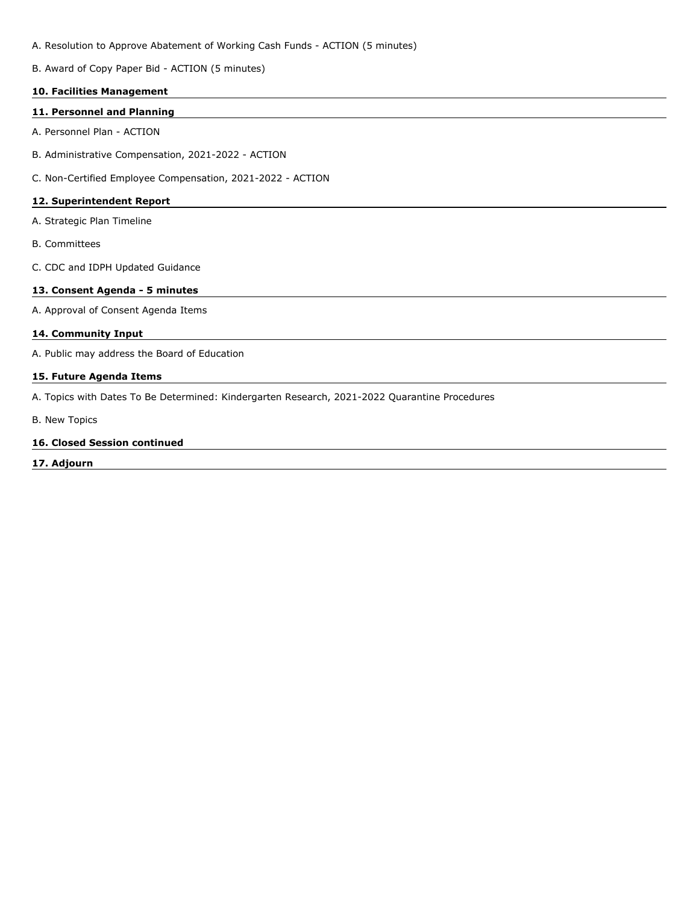A. Resolution to Approve Abatement of Working Cash Funds - ACTION (5 minutes)

B. Award of Copy Paper Bid - ACTION (5 minutes)

**10. Facilities Management**

**11. Personnel and Planning**

A. Personnel Plan - ACTION

B. Administrative Compensation, 2021-2022 - ACTION

C. Non-Certified Employee Compensation, 2021-2022 - ACTION

**12. Superintendent Report**

A. Strategic Plan Timeline

B. Committees

C. CDC and IDPH Updated Guidance

**13. Consent Agenda - 5 minutes**

A. Approval of Consent Agenda Items

**14. Community Input**

A. Public may address the Board of Education

**15. Future Agenda Items**

A. Topics with Dates To Be Determined: Kindergarten Research, 2021-2022 Quarantine Procedures

B. New Topics

**16. Closed Session continued**

**17. Adjourn**